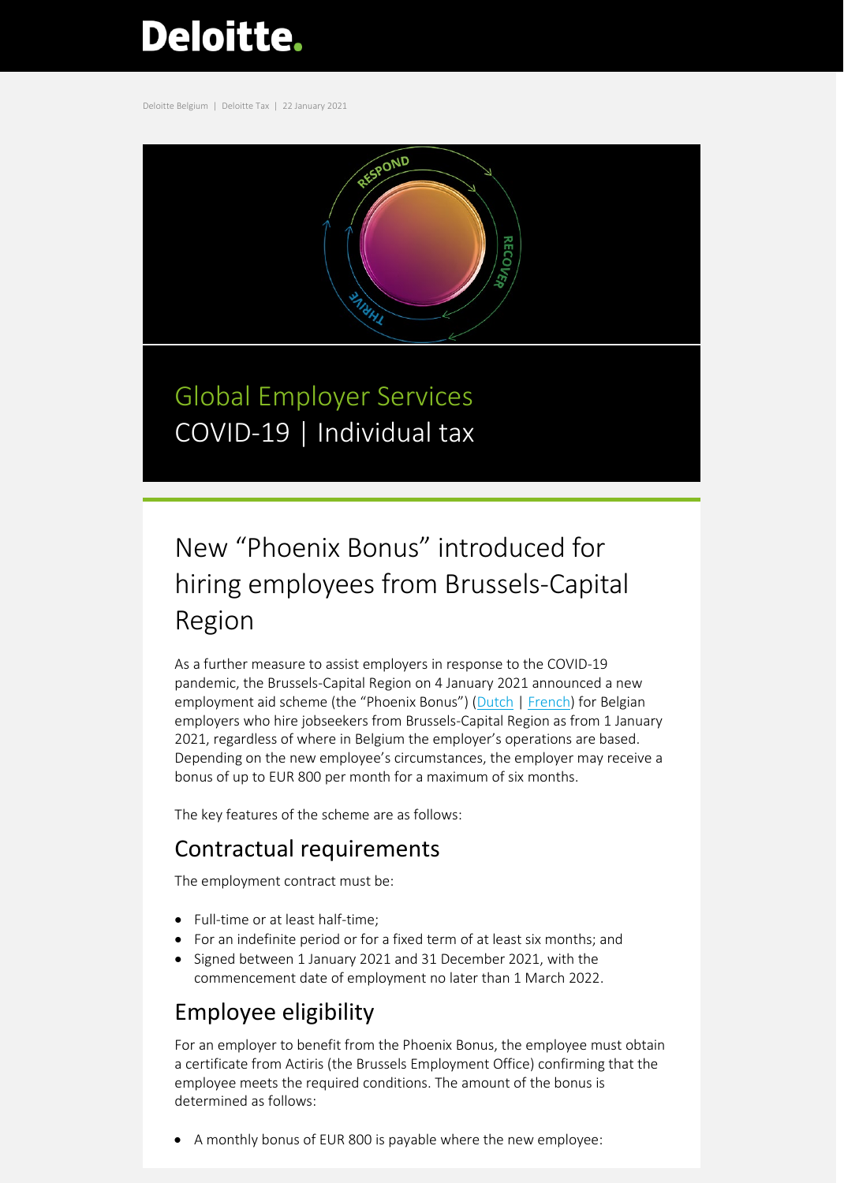Deloitte.

Deloitte Belgium | Deloitte Tax | 22 January 2021

Global Employer Services
COVID-19 | Individual tax

# New "Phoenix Bonus" introduced for hiring employees from Brussels-Capital Region

As a further measure to assist employers in response to the COVID-19 pandemic, the Brussels-Capital Region on 4 January 2021 announced a new employment aid scheme (the "Phoenix Bonus") (Dutch | French) for Belgian employers who hire jobseekers from Brussels-Capital Region as from 1 January 2021, regardless of where in Belgium the employer's operations are based. Depending on the new employee's circumstances, the employer may receive a bonus of up to EUR 800 per month for a maximum of six months.

The key features of the scheme are as follows:

## Contractual requirements

The employment contract must be:

- Full-time or at least half-time;
- For an indefinite period or for a fixed term of at least six months; and
- Signed between 1 January 2021 and 31 December 2021, with the commencement date of employment no later than 1 March 2022.

## Employee eligibility

For an employer to benefit from the Phoenix Bonus, the employee must obtain a certificate from Actiris (the Brussels Employment Office) confirming that the employee meets the required conditions. The amount of the bonus is determined as follows:

- A monthly bonus of EUR 800 is payable where the new employee: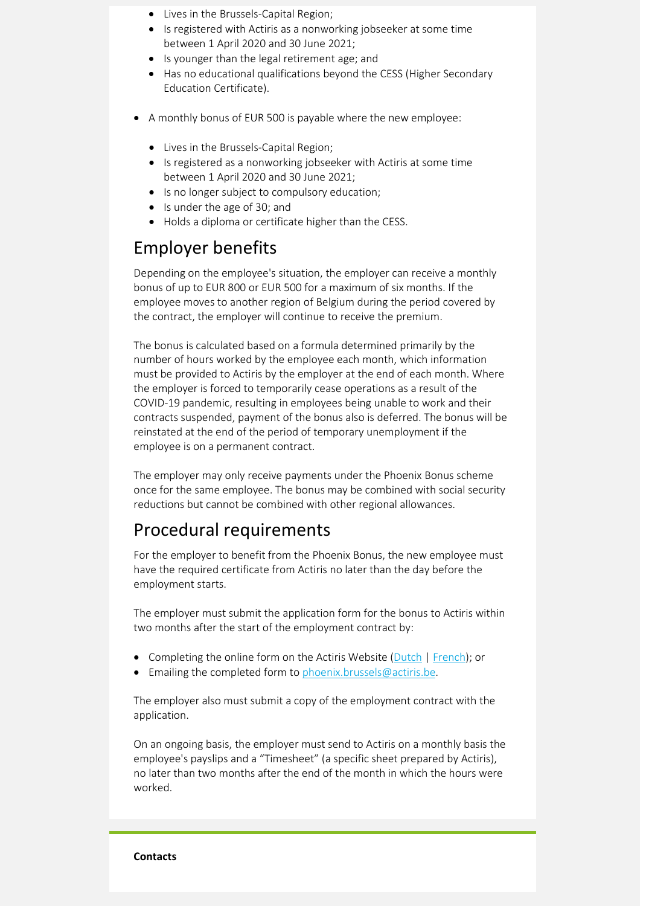- Lives in the Brussels-Capital Region;
  - Is registered with Actiris as a nonworking jobseeker at some time between 1 April 2020 and 30 June 2021;
  - Is younger than the legal retirement age; and
  - Has no educational qualifications beyond the CESS (Higher Secondary Education Certificate).

- A monthly bonus of EUR 500 is payable where the new employee:
  - Lives in the Brussels-Capital Region;
  - Is registered as a nonworking jobseeker with Actiris at some time between 1 April 2020 and 30 June 2021;
  - Is no longer subject to compulsory education;
  - Is under the age of 30; and
  - Holds a diploma or certificate higher than the CESS.

## Employer benefits

Depending on the employee's situation, the employer can receive a monthly bonus of up to EUR 800 or EUR 500 for a maximum of six months. If the employee moves to another region of Belgium during the period covered by the contract, the employer will continue to receive the premium.

The bonus is calculated based on a formula determined primarily by the number of hours worked by the employee each month, which information must be provided to Actiris by the employer at the end of each month. Where the employer is forced to temporarily cease operations as a result of the COVID-19 pandemic, resulting in employees being unable to work and their contracts suspended, payment of the bonus also is deferred. The bonus will be reinstated at the end of the period of temporary unemployment if the employee is on a permanent contract.

The employer may only receive payments under the Phoenix Bonus scheme once for the same employee. The bonus may be combined with social security reductions but cannot be combined with other regional allowances.

## Procedural requirements

For the employer to benefit from the Phoenix Bonus, the new employee must have the required certificate from Actiris no later than the day before the employment starts.

The employer must submit the application form for the bonus to Actiris within two months after the start of the employment contract by:

- Completing the online form on the Actiris Website (Dutch | French); or
- Emailing the completed form to phoenix.brussels@actiris.be.

The employer also must submit a copy of the employment contract with the application.

On an ongoing basis, the employer must send to Actiris on a monthly basis the employee's payslips and a "Timesheet" (a specific sheet prepared by Actiris), no later than two months after the end of the month in which the hours were worked.

**Contacts**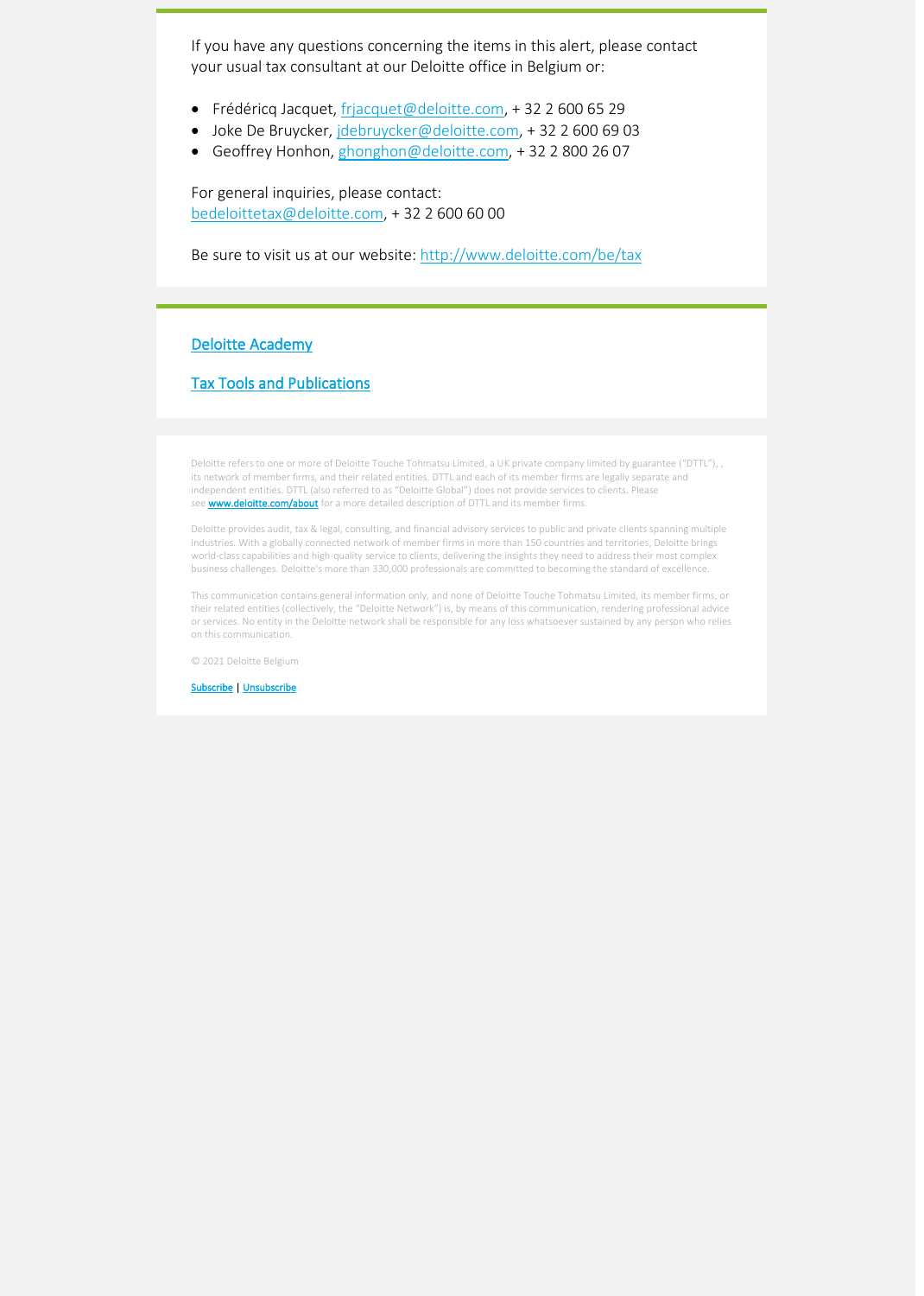If you have any questions concerning the items in this alert, please contact your usual tax consultant at our Deloitte office in Belgium or:

- Frédéricq Jacquet, frjacquet@deloitte.com, + 32 2 600 65 29
- Joke De Bruycker, jdebruycker@deloitte.com, + 32 2 600 69 03
- Geoffrey Honhon, ghonghon@deloitte.com, + 32 2 800 26 07

For general inquiries, please contact:
bedeloittetax@deloitte.com, + 32 2 600 60 00

Be sure to visit us at our website: http://www.deloitte.com/be/tax

Deloitte Academy

Tax Tools and Publications

Deloitte refers to one or more of Deloitte Touche Tohmatsu Limited, a UK private company limited by guarantee ("DTTL"), , its network of member firms, and their related entities. DTTL and each of its member firms are legally separate and independent entities. DTTL (also referred to as "Deloitte Global") does not provide services to clients. Please see **www.deloitte.com/about** for a more detailed description of DTTL and its member firms.

Deloitte provides audit, tax & legal, consulting, and financial advisory services to public and private clients spanning multiple industries. With a globally connected network of member firms in more than 150 countries and territories, Deloitte brings world-class capabilities and high-quality service to clients, delivering the insights they need to address their most complex business challenges. Deloitte's more than 330,000 professionals are committed to becoming the standard of excellence.

This communication contains general information only, and none of Deloitte Touche Tohmatsu Limited, its member firms, or their related entities (collectively, the "Deloitte Network") is, by means of this communication, rendering professional advice or services. No entity in the Deloitte network shall be responsible for any loss whatsoever sustained by any person who relies on this communication.

© 2021 Deloitte Belgium

Subscribe | Unsubscribe